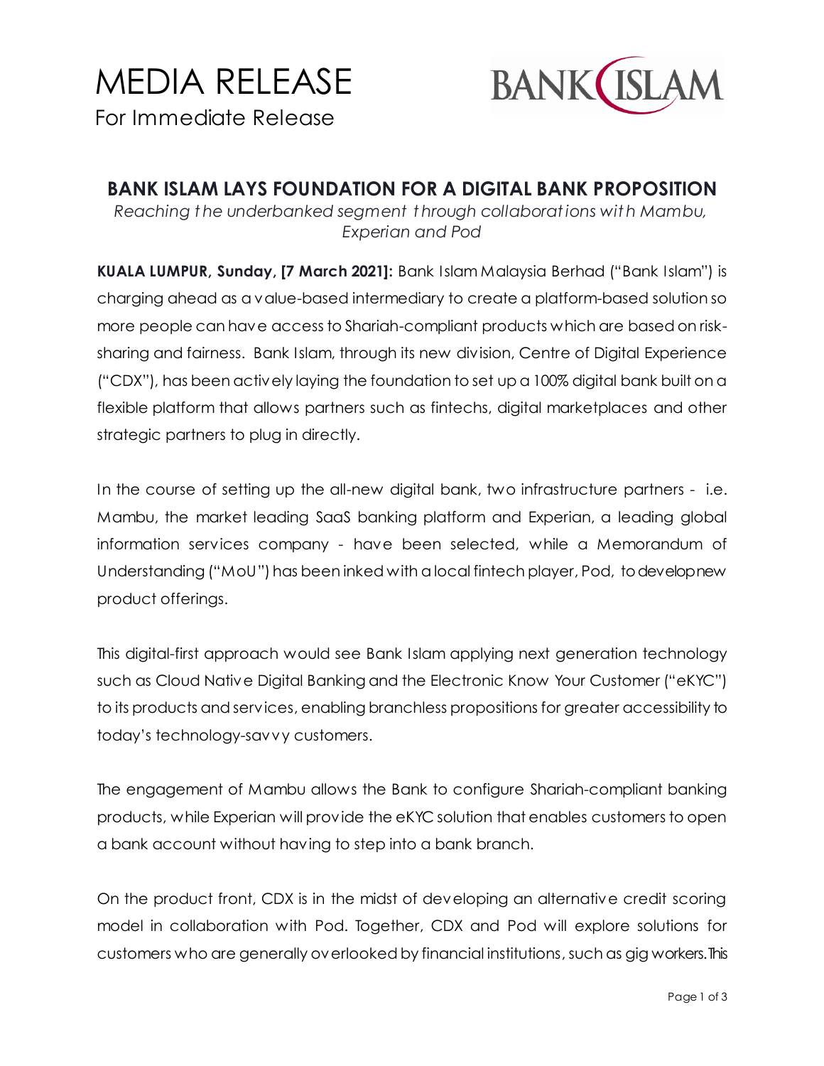MEDIA RELEASE

For Immediate Release

BANK ISLAM

## BANK ISLAM LAYS FOUNDATION FOR A DIGITAL BANK PROPOSITION

*Reaching the underbanked segment through collaborations with Mambu, Experian and Pod*

**KUALA LUMPUR, Sunday, [7 March 2021]:** Bank Islam Malaysia Berhad ("Bank Islam") is charging ahead as a value-based intermediary to create a platform-based solution so more people can have access to Shariah-compliant products which are based on risk-sharing and fairness. Bank Islam, through its new division, Centre of Digital Experience ("CDX"), has been actively laying the foundation to set up a 100% digital bank built on a flexible platform that allows partners such as fintechs, digital marketplaces and other strategic partners to plug in directly.

In the course of setting up the all-new digital bank, two infrastructure partners - i.e. Mambu, the market leading SaaS banking platform and Experian, a leading global information services company - have been selected, while a Memorandum of Understanding ("MoU") has been inked with a local fintech player, Pod, to develop new product offerings.

This digital-first approach would see Bank Islam applying next generation technology such as Cloud Native Digital Banking and the Electronic Know Your Customer ("eKYC") to its products and services, enabling branchless propositions for greater accessibility to today's technology-savvy customers.

The engagement of Mambu allows the Bank to configure Shariah-compliant banking products, while Experian will provide the eKYC solution that enables customers to open a bank account without having to step into a bank branch.

On the product front, CDX is in the midst of developing an alternative credit scoring model in collaboration with Pod. Together, CDX and Pod will explore solutions for customers who are generally overlooked by financial institutions, such as gig workers. This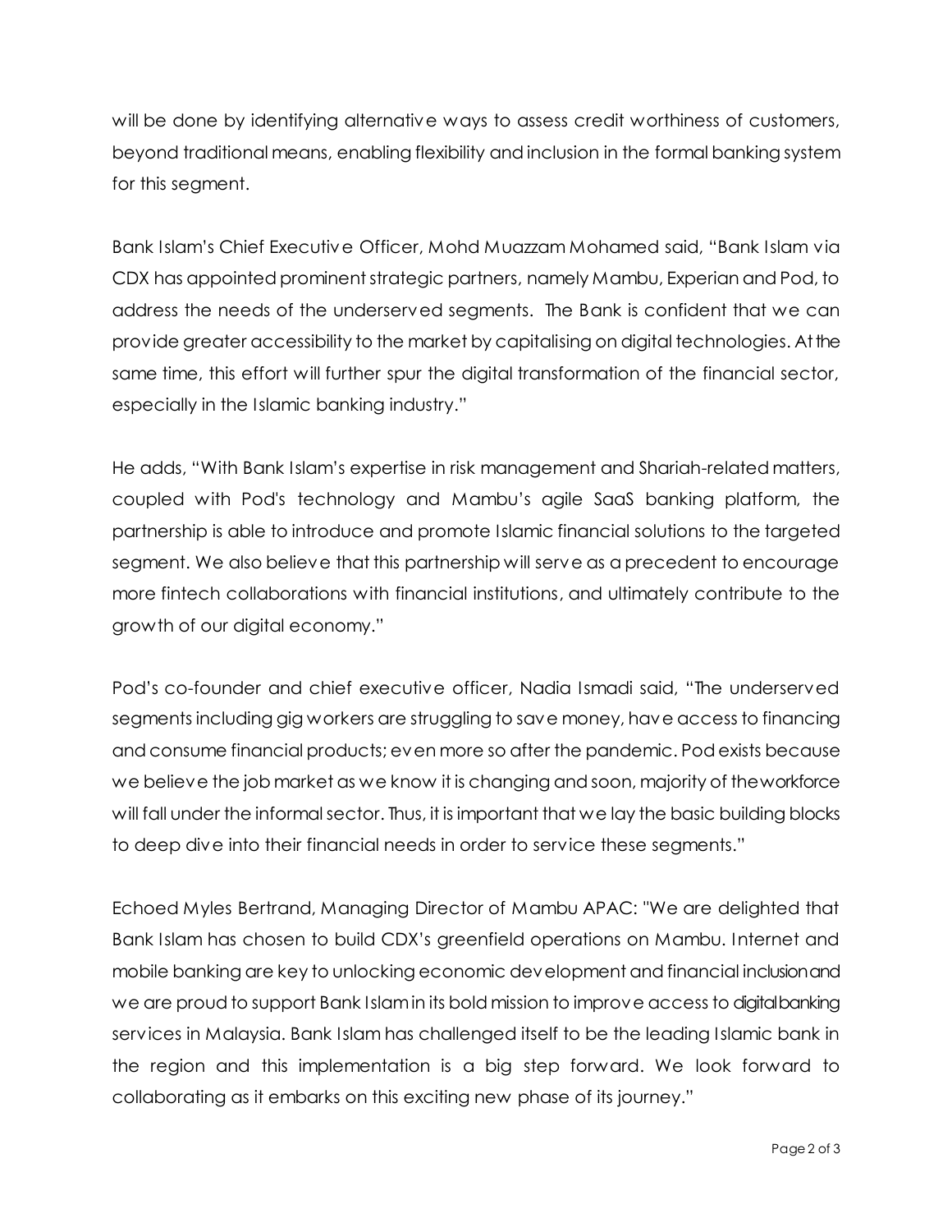will be done by identifying alternative ways to assess credit worthiness of customers, beyond traditional means, enabling flexibility and inclusion in the formal banking system for this segment.

Bank Islam's Chief Executive Officer, Mohd Muazzam Mohamed said, "Bank Islam via CDX has appointed prominent strategic partners, namely Mambu, Experian and Pod, to address the needs of the underserved segments. The Bank is confident that we can provide greater accessibility to the market by capitalising on digital technologies. At the same time, this effort will further spur the digital transformation of the financial sector, especially in the Islamic banking industry."

He adds, "With Bank Islam's expertise in risk management and Shariah-related matters, coupled with Pod's technology and Mambu's agile SaaS banking platform, the partnership is able to introduce and promote Islamic financial solutions to the targeted segment. We also believe that this partnership will serve as a precedent to encourage more fintech collaborations with financial institutions, and ultimately contribute to the growth of our digital economy."

Pod's co-founder and chief executive officer, Nadia Ismadi said, "The underserved segments including gig workers are struggling to save money, have access to financing and consume financial products; even more so after the pandemic. Pod exists because we believe the job market as we know it is changing and soon, majority of the workforce will fall under the informal sector. Thus, it is important that we lay the basic building blocks to deep dive into their financial needs in order to service these segments."

Echoed Myles Bertrand, Managing Director of Mambu APAC: "We are delighted that Bank Islam has chosen to build CDX's greenfield operations on Mambu. Internet and mobile banking are key to unlocking economic development and financial inclusion and we are proud to support Bank Islam in its bold mission to improve access to digital banking services in Malaysia. Bank Islam has challenged itself to be the leading Islamic bank in the region and this implementation is a big step forward. We look forward to collaborating as it embarks on this exciting new phase of its journey."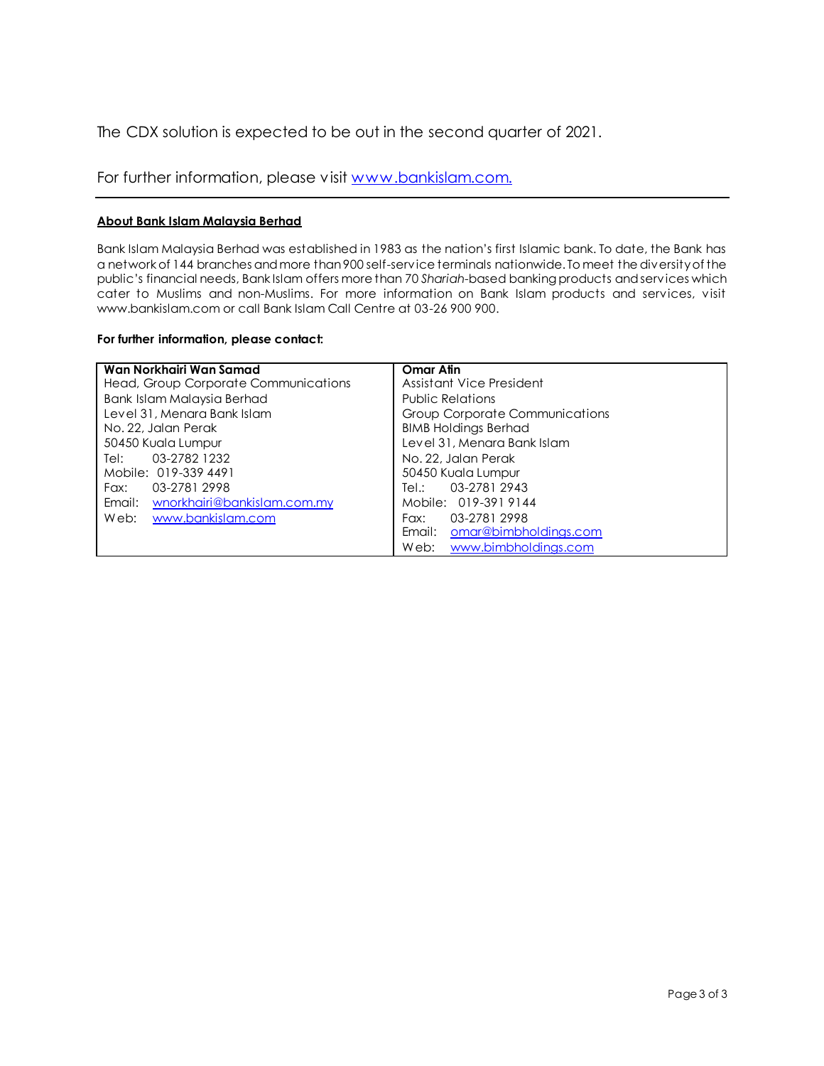The CDX solution is expected to be out in the second quarter of 2021.

For further information, please visit www.bankislam.com.

---

**About Bank Islam Malaysia Berhad**

Bank Islam Malaysia Berhad was established in 1983 as the nation's first Islamic bank. To date, the Bank has a network of 144 branches and more than 900 self-service terminals nationwide. To meet the diversity of the public's financial needs, Bank Islam offers more than 70 *Shariah*-based banking products and services which cater to Muslims and non-Muslims. For more information on Bank Islam products and services, visit www.bankislam.com or call Bank Islam Call Centre at 03-26 900 900.

**For further information, please contact:**

| | |
|---|---|
| **Wan Norkhairi Wan Samad**<br>Head, Group Corporate Communications<br>Bank Islam Malaysia Berhad<br>Level 31, Menara Bank Islam<br>No. 22, Jalan Perak<br>50450 Kuala Lumpur<br>Tel: 03-2782 1232<br>Mobile: 019-339 4491<br>Fax: 03-2781 2998<br>Email: wnorkhairi@bankislam.com.my<br>Web: www.bankislam.com | **Omar Atin**<br>Assistant Vice President<br>Public Relations<br>Group Corporate Communications<br>BIMB Holdings Berhad<br>Level 31, Menara Bank Islam<br>No. 22, Jalan Perak<br>50450 Kuala Lumpur<br>Tel.: 03-2781 2943<br>Mobile: 019-391 9144<br>Fax: 03-2781 2998<br>Email: omar@bimbholdings.com<br>Web: www.bimbholdings.com |